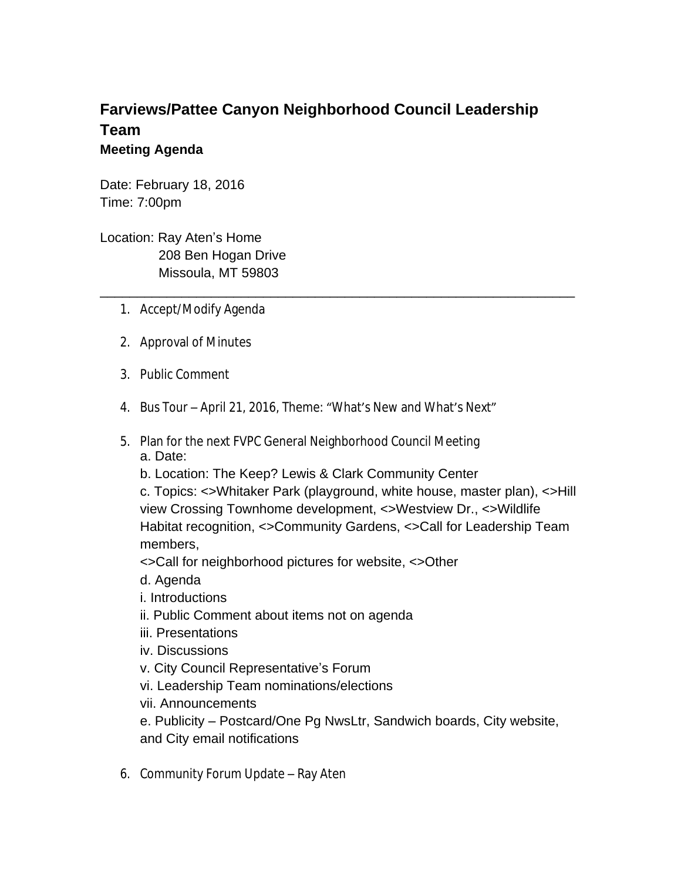# Farviews/Pattee Canyon Neighborhood Council Leadership Team

### Meeting Agenda

Date: February 18, 2016
Time: 7:00pm

Location: Ray Aten's Home
208 Ben Hogan Drive
Missoula, MT 59803

---

1. Accept/Modify Agenda

2. Approval of Minutes

3. Public Comment

4. Bus Tour – April 21, 2016, Theme: "What's New and What's Next"

5. Plan for the next FVPC General Neighborhood Council Meeting
   a. Date:
   b. Location: The Keep? Lewis & Clark Community Center
   c. Topics: <>Whitaker Park (playground, white house, master plan), <>Hill view Crossing Townhome development, <>Westview Dr., <>Wildlife Habitat recognition, <>Community Gardens, <>Call for Leadership Team members,
   <>Call for neighborhood pictures for website, <>Other
   d. Agenda
   i. Introductions
   ii. Public Comment about items not on agenda
   iii. Presentations
   iv. Discussions
   v. City Council Representative's Forum
   vi. Leadership Team nominations/elections
   vii. Announcements
   e. Publicity – Postcard/One Pg NwsLtr, Sandwich boards, City website, and City email notifications

6. Community Forum Update – Ray Aten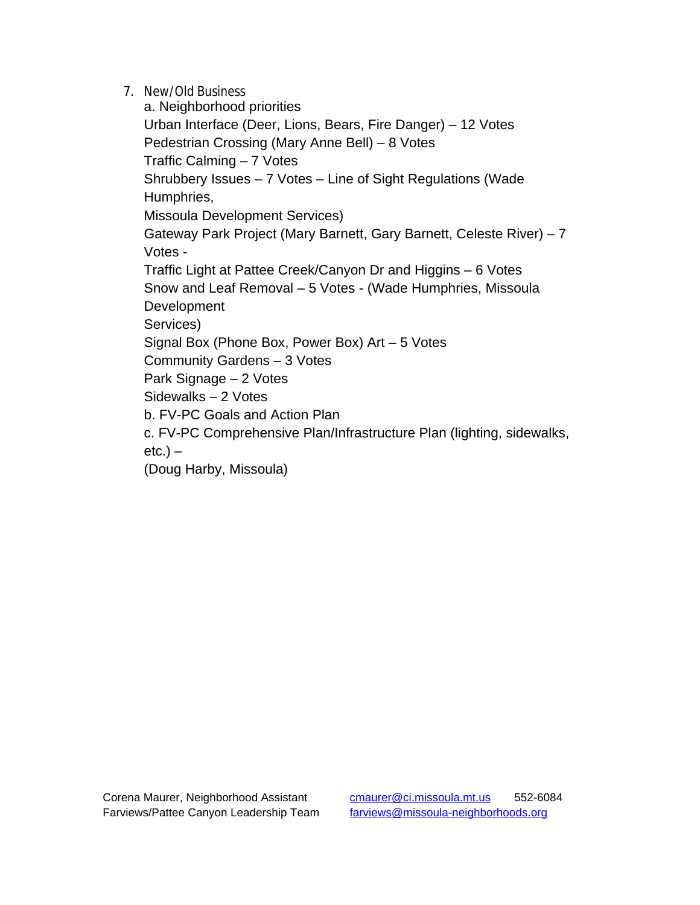7. New/Old Business

   a. Neighborhood priorities

   Urban Interface (Deer, Lions, Bears, Fire Danger) – 12 Votes
   Pedestrian Crossing (Mary Anne Bell) – 8 Votes
   Traffic Calming – 7 Votes
   Shrubbery Issues – 7 Votes – Line of Sight Regulations (Wade Humphries,
   Missoula Development Services)
   Gateway Park Project (Mary Barnett, Gary Barnett, Celeste River) – 7 Votes -
   Traffic Light at Pattee Creek/Canyon Dr and Higgins – 6 Votes
   Snow and Leaf Removal – 5 Votes - (Wade Humphries, Missoula Development
   Services)
   Signal Box (Phone Box, Power Box) Art – 5 Votes
   Community Gardens – 3 Votes
   Park Signage – 2 Votes
   Sidewalks – 2 Votes

   b. FV-PC Goals and Action Plan

   c. FV-PC Comprehensive Plan/Infrastructure Plan (lighting, sidewalks, etc.) –
   (Doug Harby, Missoula)

Corena Maurer, Neighborhood Assistant cmaurer@ci.missoula.mt.us 552-6084
Farviews/Pattee Canyon Leadership Team farviews@missoula-neighborhoods.org